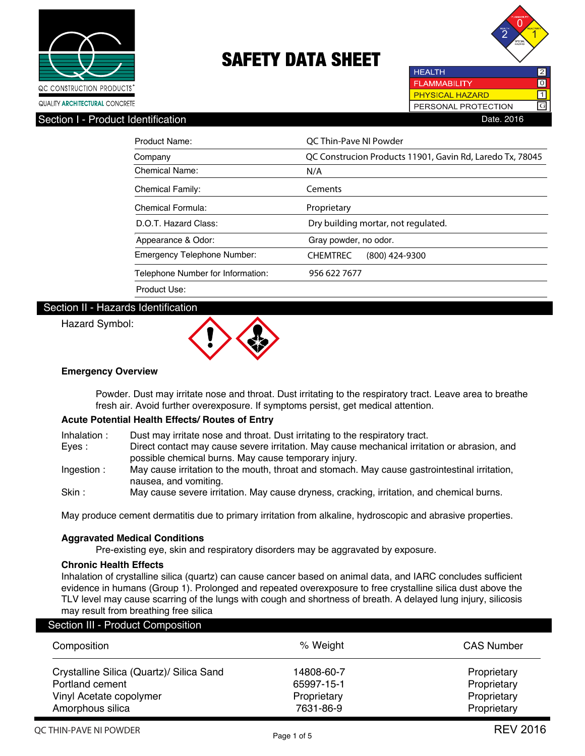QC CONSTRUCTION PRODUCTS®

QUALITY ARCHITECTURAL CONCRETE

# SAFETY DATA SHEET

| | |
|---|---|
| HEALTH | 2 |
| FLAMMABILITY | 0 |
| PHYSICAL HAZARD | 1 |
| PERSONAL PROTECTION | G |

## Section I - Product Identification

Date. 2016

| | |
|---|---|
| Product Name: | QC Thin-Pave NI Powder |
| Company | QC Construcion Products 11901, Gavin Rd, Laredo Tx, 78045 |
| Chemical Name: | N/A |
| Chemical Family: | Cements |
| Chemical Formula: | Proprietary |
| D.O.T. Hazard Class: | Dry building mortar, not regulated. |
| Appearance & Odor: | Gray powder, no odor. |
| Emergency Telephone Number: | CHEMTREC (800) 424-9300 |
| Telephone Number for Information: | 956 622 7677 |
| Product Use: | |

## Section II - Hazards Identification

Hazard Symbol:

**Emergency Overview**

Powder. Dust may irritate nose and throat. Dust irritating to the respiratory tract. Leave area to breathe fresh air. Avoid further overexposure. If symptoms persist, get medical attention.

**Acute Potential Health Effects/ Routes of Entry**

Inhalation : Dust may irritate nose and throat. Dust irritating to the respiratory tract.

Eyes : Direct contact may cause severe irritation. May cause mechanical irritation or abrasion, and possible chemical burns. May cause temporary injury.

Ingestion : May cause irritation to the mouth, throat and stomach. May cause gastrointestinal irritation, nausea, and vomiting.

Skin : May cause severe irritation. May cause dryness, cracking, irritation, and chemical burns.

May produce cement dermatitis due to primary irritation from alkaline, hydroscopic and abrasive properties.

**Aggravated Medical Conditions**

Pre-existing eye, skin and respiratory disorders may be aggravated by exposure.

**Chronic Health Effects**

Inhalation of crystalline silica (quartz) can cause cancer based on animal data, and IARC concludes sufficient evidence in humans (Group 1). Prolonged and repeated overexposure to free crystalline silica dust above the TLV level may cause scarring of the lungs with cough and shortness of breath. A delayed lung injury, silicosis may result from breathing free silica

## Section III - Product Composition

| Composition | % Weight | CAS Number |
|---|---|---|
| Crystalline Silica (Quartz)/ Silica Sand | 14808-60-7 | Proprietary |
| Portland cement | 65997-15-1 | Proprietary |
| Vinyl Acetate copolymer | Proprietary | Proprietary |
| Amorphous silica | 7631-86-9 | Proprietary |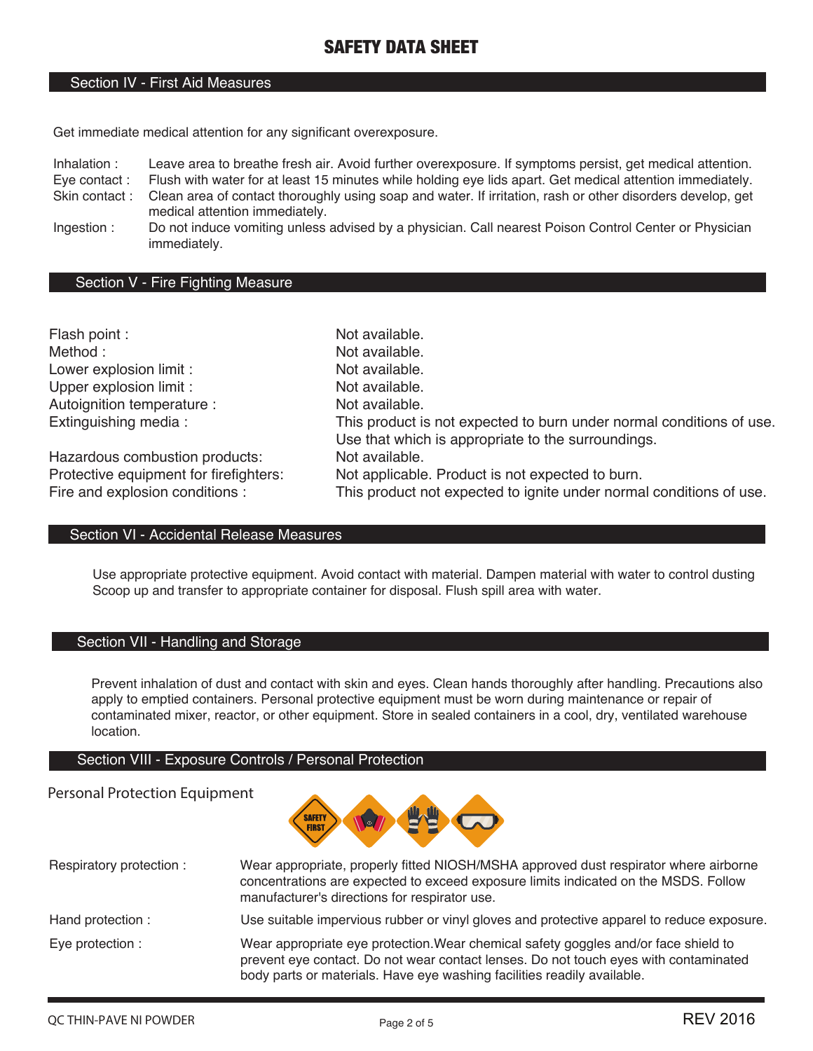# SAFETY DATA SHEET

## Section IV - First Aid Measures

Get immediate medical attention for any significant overexposure.

| | |
|---|---|
| Inhalation : | Leave area to breathe fresh air. Avoid further overexposure. If symptoms persist, get medical attention. |
| Eye contact : | Flush with water for at least 15 minutes while holding eye lids apart. Get medical attention immediately. |
| Skin contact : | Clean area of contact thoroughly using soap and water. If irritation, rash or other disorders develop, get medical attention immediately. |
| Ingestion : | Do not induce vomiting unless advised by a physician. Call nearest Poison Control Center or Physician immediately. |

## Section V - Fire Fighting Measure

| | |
|---|---|
| Flash point : | Not available. |
| Method : | Not available. |
| Lower explosion limit : | Not available. |
| Upper explosion limit : | Not available. |
| Autoignition temperature : | Not available. |
| Extinguishing media : | This product is not expected to burn under normal conditions of use. Use that which is appropriate to the surroundings. |
| Hazardous combustion products: | Not available. |
| Protective equipment for firefighters: | Not applicable. Product is not expected to burn. |
| Fire and explosion conditions : | This product not expected to ignite under normal conditions of use. |

## Section VI - Accidental Release Measures

Use appropriate protective equipment. Avoid contact with material. Dampen material with water to control dusting Scoop up and transfer to appropriate container for disposal. Flush spill area with water.

## Section VII - Handling and Storage

Prevent inhalation of dust and contact with skin and eyes. Clean hands thoroughly after handling. Precautions also apply to emptied containers. Personal protective equipment must be worn during maintenance or repair of contaminated mixer, reactor, or other equipment. Store in sealed containers in a cool, dry, ventilated warehouse location.

## Section VIII - Exposure Controls / Personal Protection

Personal Protection Equipment

| | |
|---|---|
| Respiratory protection : | Wear appropriate, properly fitted NIOSH/MSHA approved dust respirator where airborne concentrations are expected to exceed exposure limits indicated on the MSDS. Follow manufacturer's directions for respirator use. |
| Hand protection : | Use suitable impervious rubber or vinyl gloves and protective apparel to reduce exposure. |
| Eye protection : | Wear appropriate eye protection.Wear chemical safety goggles and/or face shield to prevent eye contact. Do not wear contact lenses. Do not touch eyes with contaminated body parts or materials. Have eye washing facilities readily available. |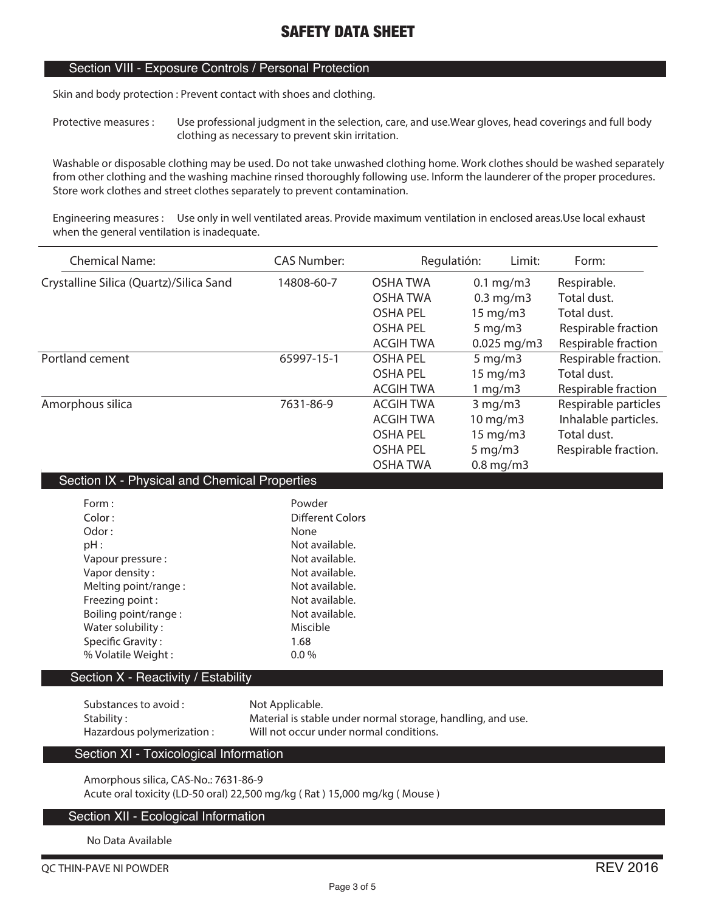# SAFETY DATA SHEET

## Section VIII - Exposure Controls / Personal Protection

Skin and body protection : Prevent contact with shoes and clothing.

Protective measures : Use professional judgment in the selection, care, and use.Wear gloves, head coverings and full body clothing as necessary to prevent skin irritation.

Washable or disposable clothing may be used. Do not take unwashed clothing home. Work clothes should be washed separately from other clothing and the washing machine rinsed thoroughly following use. Inform the launderer of the proper procedures. Store work clothes and street clothes separately to prevent contamination.

Engineering measures : Use only in well ventilated areas. Provide maximum ventilation in enclosed areas.Use local exhaust when the general ventilation is inadequate.

| Chemical Name: | CAS Number: | Regulatión: | Limit: | Form: |
|---|---|---|---|---|
| Crystalline Silica (Quartz)/Silica Sand | 14808-60-7 | OSHA TWA | 0.1 mg/m3 | Respirable. |
| | | OSHA TWA | 0.3 mg/m3 | Total dust. |
| | | OSHA PEL | 15 mg/m3 | Total dust. |
| | | OSHA PEL | 5 mg/m3 | Respirable fraction |
| | | ACGIH TWA | 0.025 mg/m3 | Respirable fraction |
| Portland cement | 65997-15-1 | OSHA PEL | 5 mg/m3 | Respirable fraction. |
| | | OSHA PEL | 15 mg/m3 | Total dust. |
| | | ACGIH TWA | 1 mg/m3 | Respirable fraction |
| Amorphous silica | 7631-86-9 | ACGIH TWA | 3 mg/m3 | Respirable particles |
| | | ACGIH TWA | 10 mg/m3 | Inhalable particles. |
| | | OSHA PEL | 15 mg/m3 | Total dust. |
| | | OSHA PEL | 5 mg/m3 | Respirable fraction. |
| | | OSHA TWA | 0.8 mg/m3 | |

## Section IX - Physical and Chemical Properties

| | |
|---|---|
| Form : | Powder |
| Color : | Different Colors |
| Odor : | None |
| pH : | Not available. |
| Vapour pressure : | Not available. |
| Vapor density : | Not available. |
| Melting point/range : | Not available. |
| Freezing point : | Not available. |
| Boiling point/range : | Not available. |
| Water solubility : | Miscible |
| Specific Gravity : | 1.68 |
| % Volatile Weight : | 0.0 % |

## Section X - Reactivity / Estability

| | |
|---|---|
| Substances to avoid : | Not Applicable. |
| Stability : | Material is stable under normal storage, handling, and use. |
| Hazardous polymerization : | Will not occur under normal conditions. |

## Section XI - Toxicological Information

Amorphous silica, CAS-No.: 7631-86-9
Acute oral toxicity (LD-50 oral) 22,500 mg/kg ( Rat ) 15,000 mg/kg ( Mouse )

## Section XII - Ecological Information

No Data Available

QC THIN-PAVE NI POWDER REV 2016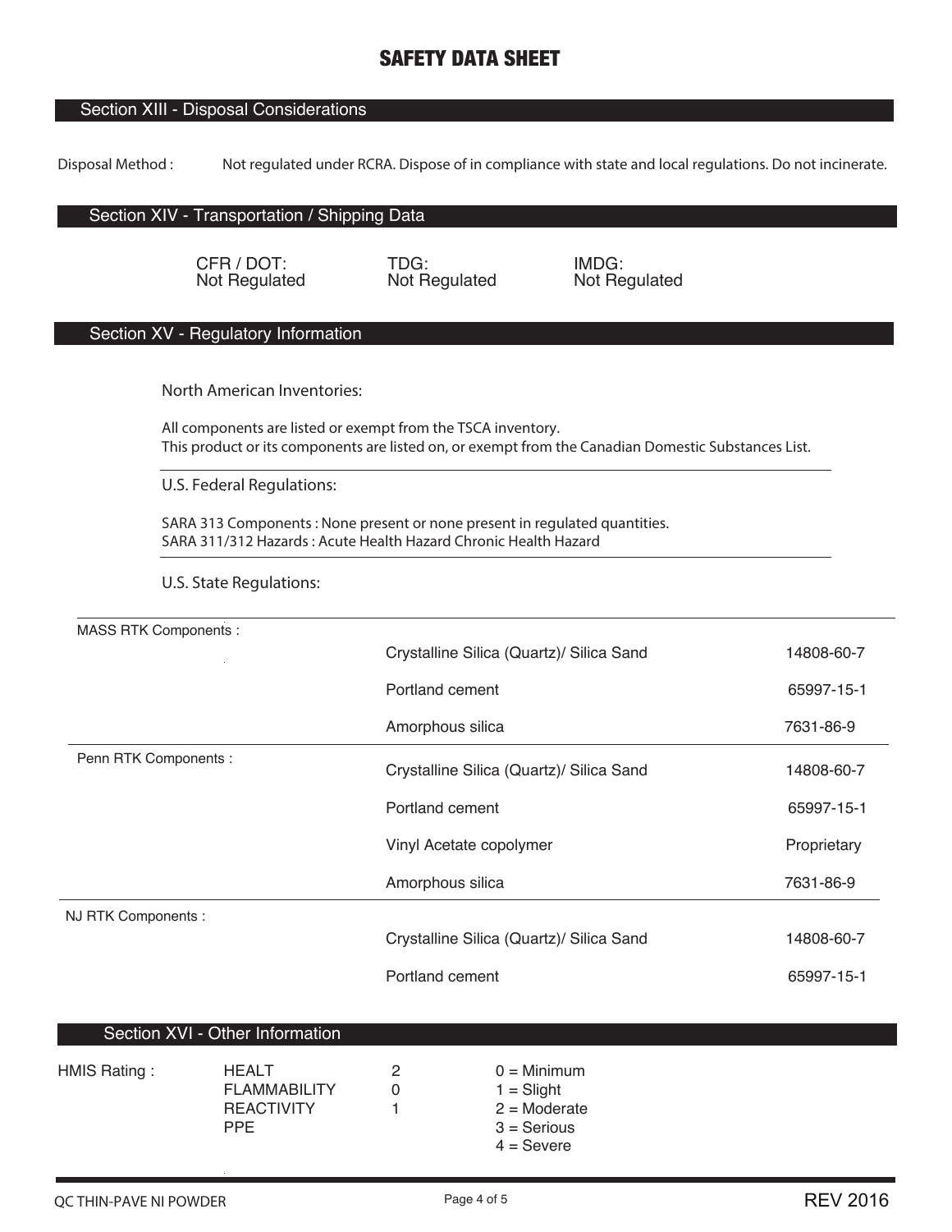# SAFETY DATA SHEET

## Section XIII - Disposal Considerations

Disposal Method : Not regulated under RCRA. Dispose of in compliance with state and local regulations. Do not incinerate.

## Section XIV - Transportation / Shipping Data

| CFR / DOT: | TDG: | IMDG: |
|---|---|---|
| Not Regulated | Not Regulated | Not Regulated |

## Section XV - Regulatory Information

### North American Inventories:

All components are listed or exempt from the TSCA inventory.
This product or its components are listed on, or exempt from the Canadian Domestic Substances List.

### U.S. Federal Regulations:

SARA 313 Components : None present or none present in regulated quantities.
SARA 311/312 Hazards : Acute Health Hazard Chronic Health Hazard

### U.S. State Regulations:

| | Component | CAS |
|---|---|---|
| MASS RTK Components : | Crystalline Silica (Quartz)/ Silica Sand | 14808-60-7 |
| | Portland cement | 65997-15-1 |
| | Amorphous silica | 7631-86-9 |
| Penn RTK Components : | Crystalline Silica (Quartz)/ Silica Sand | 14808-60-7 |
| | Portland cement | 65997-15-1 |
| | Vinyl Acetate copolymer | Proprietary |
| | Amorphous silica | 7631-86-9 |
| NJ RTK Components : | Crystalline Silica (Quartz)/ Silica Sand | 14808-60-7 |
| | Portland cement | 65997-15-1 |

## Section XVI - Other Information

| HMIS Rating : | | | |
|---|---|---|---|
| | HEALT | 2 | 0 = Minimum |
| | FLAMMABILITY | 0 | 1 = Slight |
| | REACTIVITY | 1 | 2 = Moderate |
| | PPE | | 3 = Serious |
| | | | 4 = Severe |

QC THIN-PAVE NI POWDER — REV 2016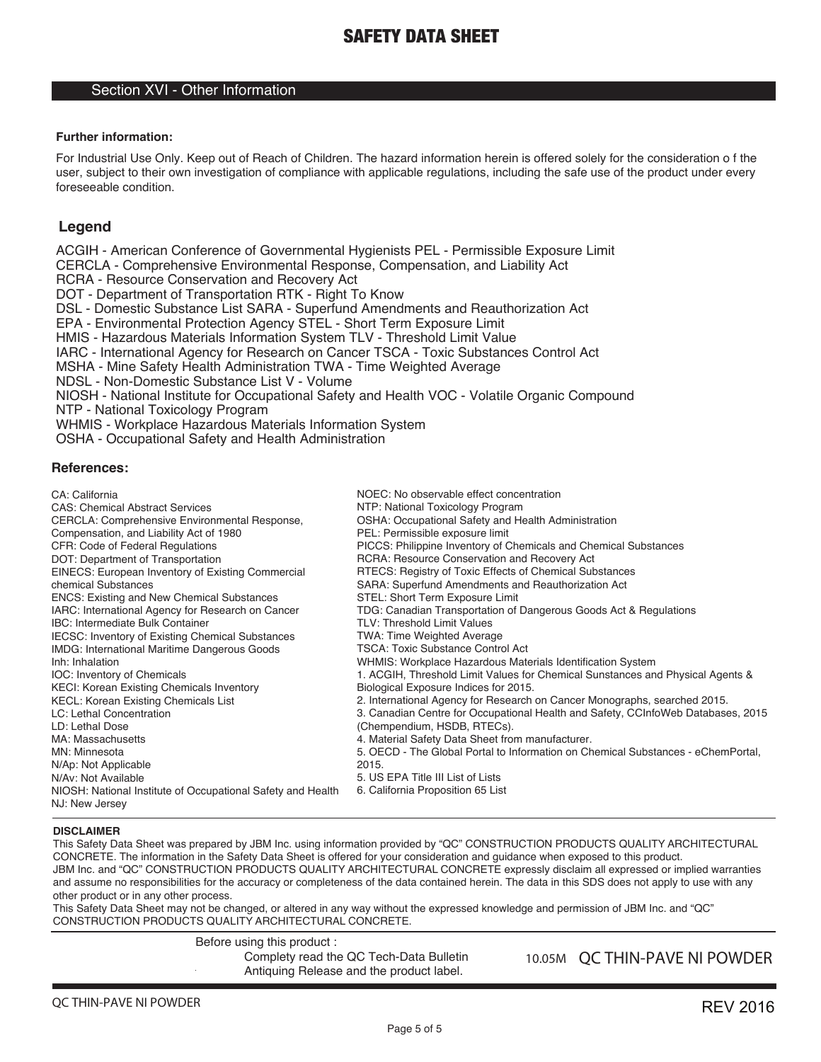## Section XVI - Other Information

**Further information:**

For Industrial Use Only. Keep out of Reach of Children. The hazard information herein is offered solely for the consideration o f the user, subject to their own investigation of compliance with applicable regulations, including the safe use of the product under every foreseeable condition.

### Legend

ACGIH - American Conference of Governmental Hygienists PEL - Permissible Exposure Limit
CERCLA - Comprehensive Environmental Response, Compensation, and Liability Act
RCRA - Resource Conservation and Recovery Act
DOT - Department of Transportation RTK - Right To Know
DSL - Domestic Substance List SARA - Superfund Amendments and Reauthorization Act
EPA - Environmental Protection Agency STEL - Short Term Exposure Limit
HMIS - Hazardous Materials Information System TLV - Threshold Limit Value
IARC - International Agency for Research on Cancer TSCA - Toxic Substances Control Act
MSHA - Mine Safety Health Administration TWA - Time Weighted Average
NDSL - Non-Domestic Substance List V - Volume
NIOSH - National Institute for Occupational Safety and Health VOC - Volatile Organic Compound
NTP - National Toxicology Program
WHMIS - Workplace Hazardous Materials Information System
OSHA - Occupational Safety and Health Administration

**References:**

CA: California
CAS: Chemical Abstract Services
CERCLA: Comprehensive Environmental Response, Compensation, and Liability Act of 1980
CFR: Code of Federal Regulations
DOT: Department of Transportation
EINECS: European Inventory of Existing Commercial chemical Substances
ENCS: Existing and New Chemical Substances
IARC: International Agency for Research on Cancer
IBC: Intermediate Bulk Container
IECSC: Inventory of Existing Chemical Substances
IMDG: International Maritime Dangerous Goods
Inh: Inhalation
IOC: Inventory of Chemicals
KECI: Korean Existing Chemicals Inventory
KECL: Korean Existing Chemicals List
LC: Lethal Concentration
LD: Lethal Dose
MA: Massachusetts
MN: Minnesota
N/Ap: Not Applicable
N/Av: Not Available
NIOSH: National Institute of Occupational Safety and Health
NJ: New Jersey
NOEC: No observable effect concentration
NTP: National Toxicology Program
OSHA: Occupational Safety and Health Administration
PEL: Permissible exposure limit
PICCS: Philippine Inventory of Chemicals and Chemical Substances
RCRA: Resource Conservation and Recovery Act
RTECS: Registry of Toxic Effects of Chemical Substances
SARA: Superfund Amendments and Reauthorization Act
STEL: Short Term Exposure Limit
TDG: Canadian Transportation of Dangerous Goods Act & Regulations
TLV: Threshold Limit Values
TWA: Time Weighted Average
TSCA: Toxic Substance Control Act
WHMIS: Workplace Hazardous Materials Identification System

1. ACGIH, Threshold Limit Values for Chemical Sunstances and Physical Agents & Biological Exposure Indices for 2015.
2. International Agency for Research on Cancer Monographs, searched 2015.
3. Canadian Centre for Occupational Health and Safety, CCInfoWeb Databases, 2015 (Chempendium, HSDB, RTECs).
4. Material Safety Data Sheet from manufacturer.
5. OECD - The Global Portal to Information on Chemical Substances - eChemPortal, 2015.
5. US EPA Title III List of Lists
6. California Proposition 65 List

**DISCLAIMER**

This Safety Data Sheet was prepared by JBM Inc. using information provided by "QC" CONSTRUCTION PRODUCTS QUALITY ARCHITECTURAL CONCRETE. The information in the Safety Data Sheet is offered for your consideration and guidance when exposed to this product.
JBM Inc. and "QC" CONSTRUCTION PRODUCTS QUALITY ARCHITECTURAL CONCRETE expressly disclaim all expressed or implied warranties and assume no responsibilities for the accuracy or completeness of the data contained herein. The data in this SDS does not apply to use with any other product or in any other process.
This Safety Data Sheet may not be changed, or altered in any way without the expressed knowledge and permission of JBM Inc. and "QC" CONSTRUCTION PRODUCTS QUALITY ARCHITECTURAL CONCRETE.

Before using this product :
Complety read the QC Tech-Data Bulletin Antiquing Release and the product label.

10.05M QC THIN-PAVE NI POWDER

QC THIN-PAVE NI POWDER

REV 2016